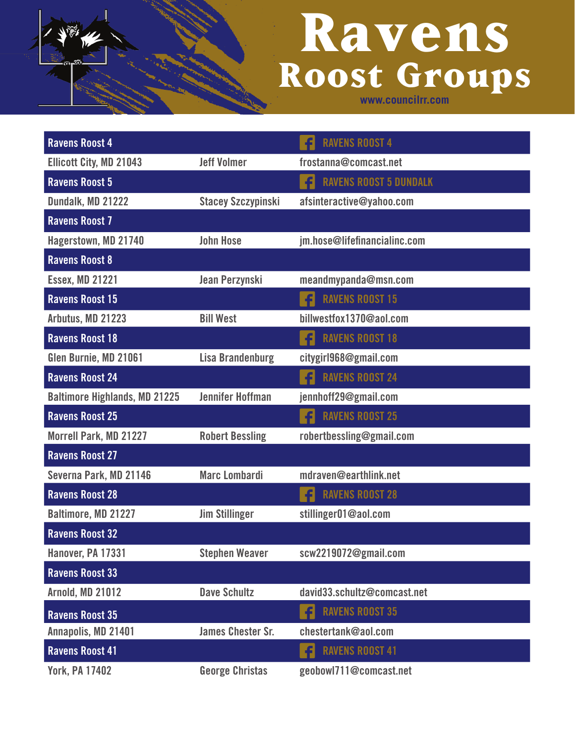# Ravens Roost Groups

www.councilrr.com

| Ravens Roost 4 | | RAVENS ROOST 4 |
|---|---|---|
| Ellicott City, MD 21043 | Jeff Volmer | frostanna@comcast.net |
| **Ravens Roost 5** | | **RAVENS ROOST 5 DUNDALK** |
| Dundalk, MD 21222 | Stacey Szczypinski | afsinteractive@yahoo.com |
| **Ravens Roost 7** | | |
| Hagerstown, MD 21740 | John Hose | jm.hose@lifefinancialinc.com |
| **Ravens Roost 8** | | |
| Essex, MD 21221 | Jean Perzynski | meandmypanda@msn.com |
| **Ravens Roost 15** | | **RAVENS ROOST 15** |
| Arbutus, MD 21223 | Bill West | billwestfox1370@aol.com |
| **Ravens Roost 18** | | **RAVENS ROOST 18** |
| Glen Burnie, MD 21061 | Lisa Brandenburg | citygirl968@gmail.com |
| **Ravens Roost 24** | | **RAVENS ROOST 24** |
| Baltimore Highlands, MD 21225 | Jennifer Hoffman | jennhoff29@gmail.com |
| **Ravens Roost 25** | | **RAVENS ROOST 25** |
| Morrell Park, MD 21227 | Robert Bessling | robertbessling@gmail.com |
| **Ravens Roost 27** | | |
| Severna Park, MD 21146 | Marc Lombardi | mdraven@earthlink.net |
| **Ravens Roost 28** | | **RAVENS ROOST 28** |
| Baltimore, MD 21227 | Jim Stillinger | stillinger01@aol.com |
| **Ravens Roost 32** | | |
| Hanover, PA 17331 | Stephen Weaver | scw2219072@gmail.com |
| **Ravens Roost 33** | | |
| Arnold, MD 21012 | Dave Schultz | david33.schultz@comcast.net |
| **Ravens Roost 35** | | **RAVENS ROOST 35** |
| Annapolis, MD 21401 | James Chester Sr. | chestertank@aol.com |
| **Ravens Roost 41** | | **RAVENS ROOST 41** |
| York, PA 17402 | George Christas | geobowl711@comcast.net |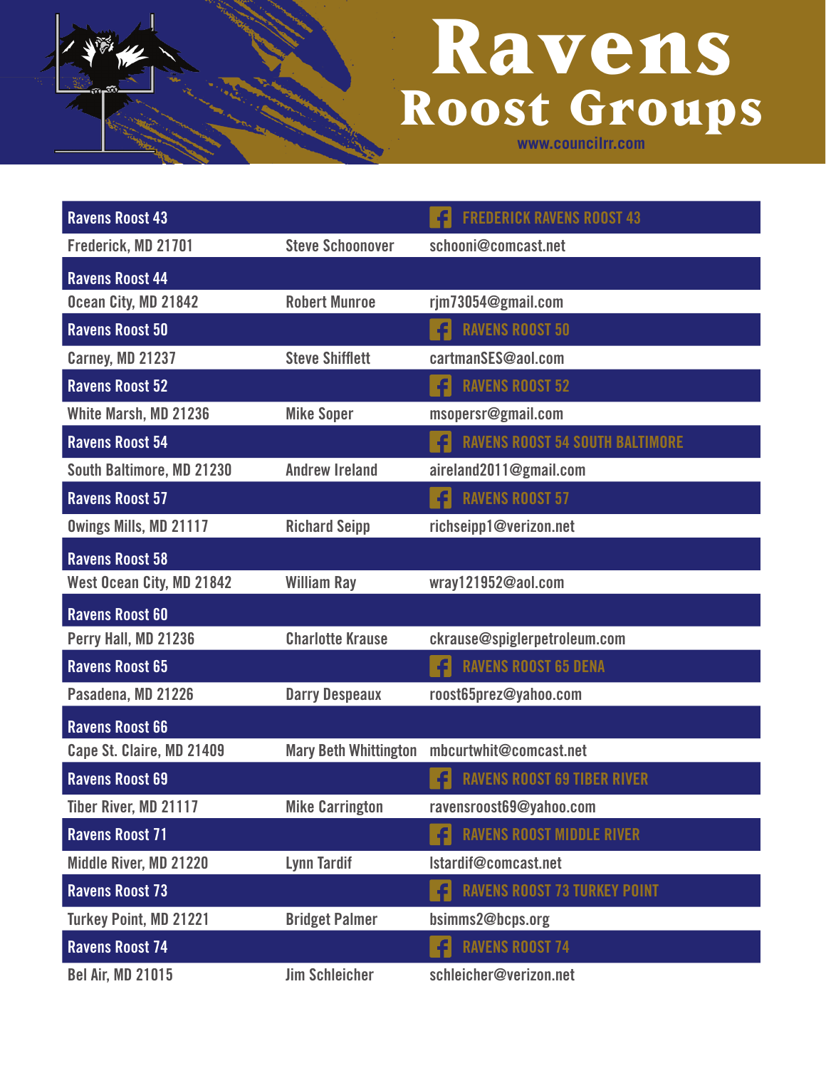# Ravens Roost Groups

www.councilrr.com

| Ravens Roost 43 | | FREDERICK RAVENS ROOST 43 |
|---|---|---|
| Frederick, MD 21701 | Steve Schoonover | schooni@comcast.net |
| **Ravens Roost 44** | | |
| Ocean City, MD 21842 | Robert Munroe | rjm73054@gmail.com |
| **Ravens Roost 50** | | RAVENS ROOST 50 |
| Carney, MD 21237 | Steve Shifflett | cartmanSES@aol.com |
| **Ravens Roost 52** | | RAVENS ROOST 52 |
| White Marsh, MD 21236 | Mike Soper | msopersr@gmail.com |
| **Ravens Roost 54** | | RAVENS ROOST 54 SOUTH BALTIMORE |
| South Baltimore, MD 21230 | Andrew Ireland | aireland2011@gmail.com |
| **Ravens Roost 57** | | RAVENS ROOST 57 |
| Owings Mills, MD 21117 | Richard Seipp | richseipp1@verizon.net |
| **Ravens Roost 58** | | |
| West Ocean City, MD 21842 | William Ray | wray121952@aol.com |
| **Ravens Roost 60** | | |
| Perry Hall, MD 21236 | Charlotte Krause | ckrause@spiglerpetroleum.com |
| **Ravens Roost 65** | | RAVENS ROOST 65 DENA |
| Pasadena, MD 21226 | Darry Despeaux | roost65prez@yahoo.com |
| **Ravens Roost 66** | | |
| Cape St. Claire, MD 21409 | Mary Beth Whittington | mbcurtwhit@comcast.net |
| **Ravens Roost 69** | | RAVENS ROOST 69 TIBER RIVER |
| Tiber River, MD 21117 | Mike Carrington | ravensroost69@yahoo.com |
| **Ravens Roost 71** | | RAVENS ROOST MIDDLE RIVER |
| Middle River, MD 21220 | Lynn Tardif | lstardif@comcast.net |
| **Ravens Roost 73** | | RAVENS ROOST 73 TURKEY POINT |
| Turkey Point, MD 21221 | Bridget Palmer | bsimms2@bcps.org |
| **Ravens Roost 74** | | RAVENS ROOST 74 |
| Bel Air, MD 21015 | Jim Schleicher | schleicher@verizon.net |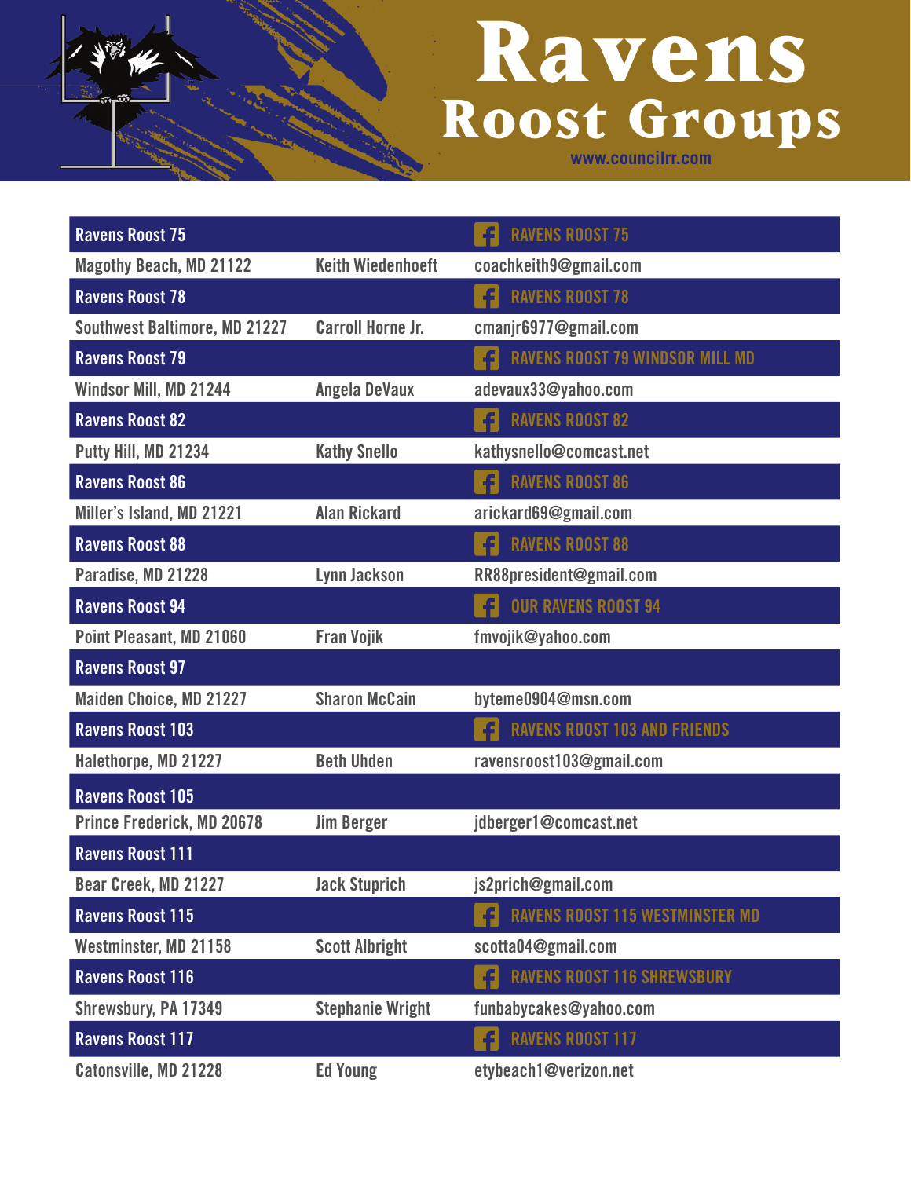# Ravens
## Roost Groups

www.councilrr.com

| Ravens Roost 75 | | RAVENS ROOST 75 |
|---|---|---|
| Magothy Beach, MD 21122 | Keith Wiedenhoeft | coachkeith9@gmail.com |
| **Ravens Roost 78** | | **RAVENS ROOST 78** |
| Southwest Baltimore, MD 21227 | Carroll Horne Jr. | cmanjr6977@gmail.com |
| **Ravens Roost 79** | | **RAVENS ROOST 79 WINDSOR MILL MD** |
| Windsor Mill, MD 21244 | Angela DeVaux | adevaux33@yahoo.com |
| **Ravens Roost 82** | | **RAVENS ROOST 82** |
| Putty Hill, MD 21234 | Kathy Snello | kathysnello@comcast.net |
| **Ravens Roost 86** | | **RAVENS ROOST 86** |
| Miller's Island, MD 21221 | Alan Rickard | arickard69@gmail.com |
| **Ravens Roost 88** | | **RAVENS ROOST 88** |
| Paradise, MD 21228 | Lynn Jackson | RR88president@gmail.com |
| **Ravens Roost 94** | | **OUR RAVENS ROOST 94** |
| Point Pleasant, MD 21060 | Fran Vojik | fmvojik@yahoo.com |
| **Ravens Roost 97** | | |
| Maiden Choice, MD 21227 | Sharon McCain | byteme0904@msn.com |
| **Ravens Roost 103** | | **RAVENS ROOST 103 AND FRIENDS** |
| Halethorpe, MD 21227 | Beth Uhden | ravensroost103@gmail.com |
| **Ravens Roost 105** | | |
| Prince Frederick, MD 20678 | Jim Berger | jdberger1@comcast.net |
| **Ravens Roost 111** | | |
| Bear Creek, MD 21227 | Jack Stuprich | js2prich@gmail.com |
| **Ravens Roost 115** | | **RAVENS ROOST 115 WESTMINSTER MD** |
| Westminster, MD 21158 | Scott Albright | scotta04@gmail.com |
| **Ravens Roost 116** | | **RAVENS ROOST 116 SHREWSBURY** |
| Shrewsbury, PA 17349 | Stephanie Wright | funbabycakes@yahoo.com |
| **Ravens Roost 117** | | **RAVENS ROOST 117** |
| Catonsville, MD 21228 | Ed Young | etybeach1@verizon.net |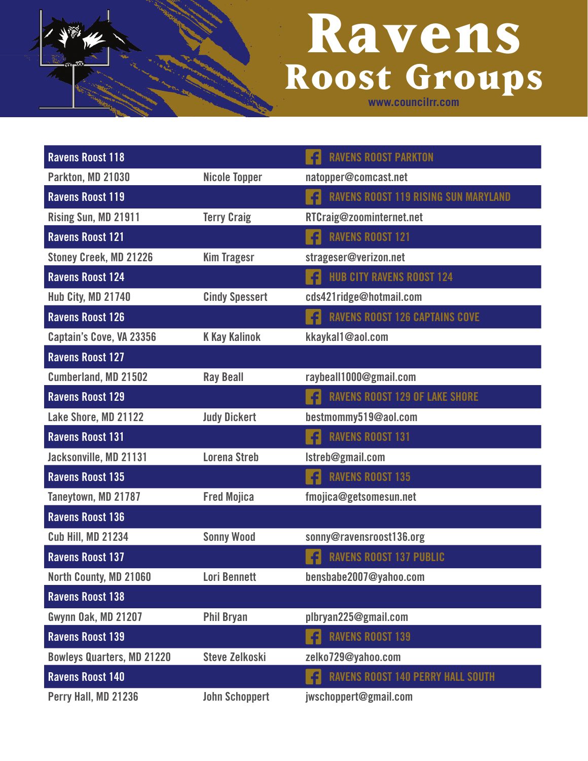# Ravens Roost Groups

www.councilrr.com

| Ravens Roost 118 | | RAVENS ROOST PARKTON |
|---|---|---|
| Parkton, MD 21030 | Nicole Topper | natopper@comcast.net |
| **Ravens Roost 119** | | **RAVENS ROOST 119 RISING SUN MARYLAND** |
| Rising Sun, MD 21911 | Terry Craig | RTCraig@zoominternet.net |
| **Ravens Roost 121** | | **RAVENS ROOST 121** |
| Stoney Creek, MD 21226 | Kim Tragesr | strageser@verizon.net |
| **Ravens Roost 124** | | **HUB CITY RAVENS ROOST 124** |
| Hub City, MD 21740 | Cindy Spessert | cds421ridge@hotmail.com |
| **Ravens Roost 126** | | **RAVENS ROOST 126 CAPTAINS COVE** |
| Captain's Cove, VA 23356 | K Kay Kalinok | kkaykal1@aol.com |
| **Ravens Roost 127** | | |
| Cumberland, MD 21502 | Ray Beall | raybeall1000@gmail.com |
| **Ravens Roost 129** | | **RAVENS ROOST 129 OF LAKE SHORE** |
| Lake Shore, MD 21122 | Judy Dickert | bestmommy519@aol.com |
| **Ravens Roost 131** | | **RAVENS ROOST 131** |
| Jacksonville, MD 21131 | Lorena Streb | lstreb@gmail.com |
| **Ravens Roost 135** | | **RAVENS ROOST 135** |
| Taneytown, MD 21787 | Fred Mojica | fmojica@getsomesun.net |
| **Ravens Roost 136** | | |
| Cub Hill, MD 21234 | Sonny Wood | sonny@ravensroost136.org |
| **Ravens Roost 137** | | **RAVENS ROOST 137 PUBLIC** |
| North County, MD 21060 | Lori Bennett | bensbabe2007@yahoo.com |
| **Ravens Roost 138** | | |
| Gwynn Oak, MD 21207 | Phil Bryan | plbryan225@gmail.com |
| **Ravens Roost 139** | | **RAVENS ROOST 139** |
| Bowleys Quarters, MD 21220 | Steve Zelkoski | zelko729@yahoo.com |
| **Ravens Roost 140** | | **RAVENS ROOST 140 PERRY HALL SOUTH** |
| Perry Hall, MD 21236 | John Schoppert | jwschoppert@gmail.com |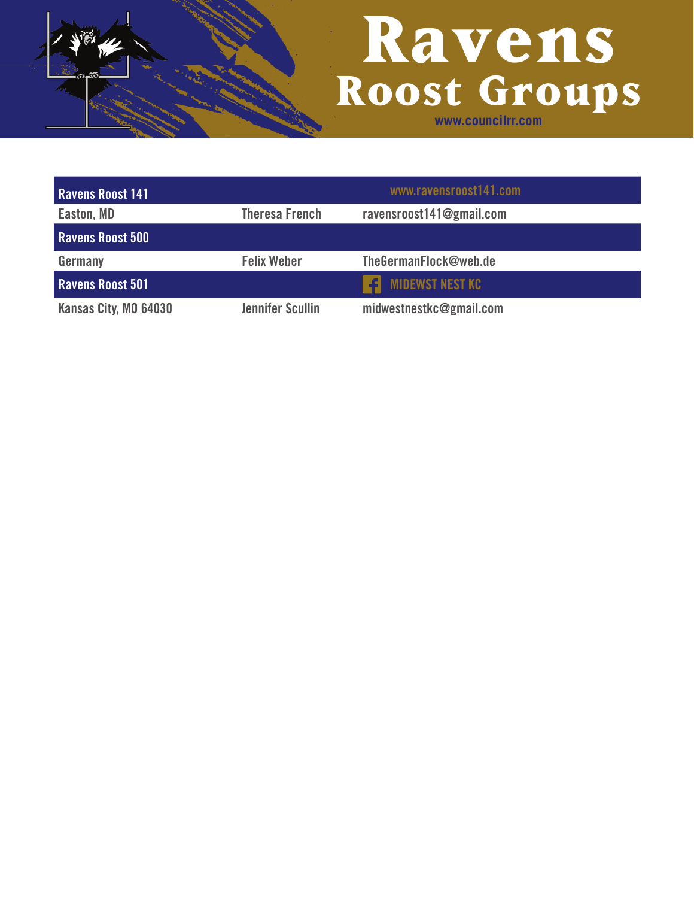# Ravens Roost Groups

www.councilrr.com

| | | |
|---|---|---|
| **Ravens Roost 141** | | www.ravensroost141.com |
| Easton, MD | Theresa French | ravensroost141@gmail.com |
| **Ravens Roost 500** | | |
| Germany | Felix Weber | TheGermanFlock@web.de |
| **Ravens Roost 501** | | MIDEWST NEST KC |
| Kansas City, MO 64030 | Jennifer Scullin | midwestnestkc@gmail.com |